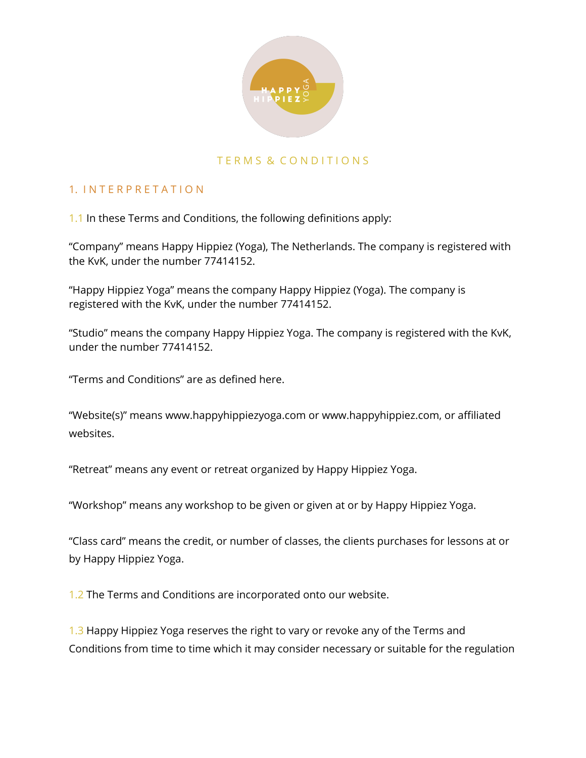# TERMS & CONDITIONS

## 1. INTERPRETATION

1.1 In these Terms and Conditions, the following definitions apply:

“Company” means Happy Hippiez (Yoga), The Netherlands. The company is registered with the KvK, under the number 77414152.

“Happy Hippiez Yoga” means the company Happy Hippiez (Yoga). The company is registered with the KvK, under the number 77414152.

“Studio” means the company Happy Hippiez Yoga. The company is registered with the KvK, under the number 77414152.

“Terms and Conditions” are as defined here.

“Website(s)” means www.happyhippiezyoga.com or www.happyhippiez.com, or affiliated websites.

“Retreat” means any event or retreat organized by Happy Hippiez Yoga.

“Workshop” means any workshop to be given or given at or by Happy Hippiez Yoga.

“Class card” means the credit, or number of classes, the clients purchases for lessons at or by Happy Hippiez Yoga.

1.2 The Terms and Conditions are incorporated onto our website.

1.3 Happy Hippiez Yoga reserves the right to vary or revoke any of the Terms and Conditions from time to time which it may consider necessary or suitable for the regulation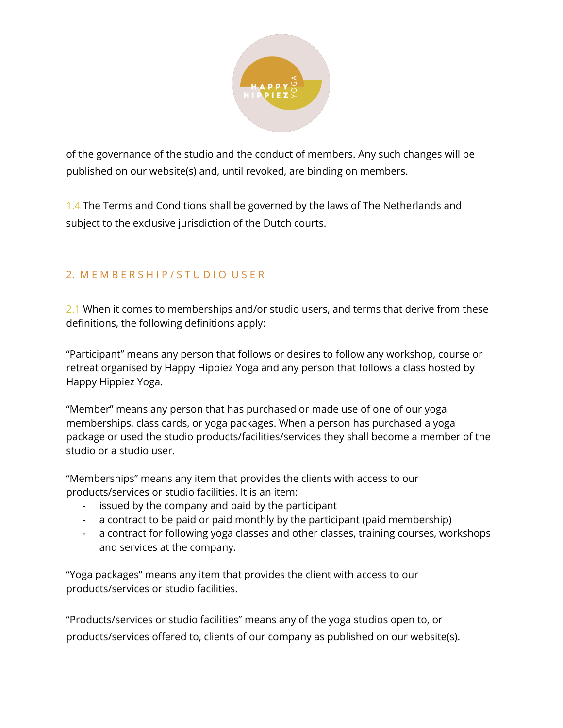of the governance of the studio and the conduct of members. Any such changes will be published on our website(s) and, until revoked, are binding on members.

1.4 The Terms and Conditions shall be governed by the laws of The Netherlands and subject to the exclusive jurisdiction of the Dutch courts.

## 2. MEMBERSHIP/STUDIO USER

2.1 When it comes to memberships and/or studio users, and terms that derive from these definitions, the following definitions apply:

“Participant” means any person that follows or desires to follow any workshop, course or retreat organised by Happy Hippiez Yoga and any person that follows a class hosted by Happy Hippiez Yoga.

“Member” means any person that has purchased or made use of one of our yoga memberships, class cards, or yoga packages. When a person has purchased a yoga package or used the studio products/facilities/services they shall become a member of the studio or a studio user.

“Memberships” means any item that provides the clients with access to our products/services or studio facilities. It is an item:

- issued by the company and paid by the participant
- a contract to be paid or paid monthly by the participant (paid membership)
- a contract for following yoga classes and other classes, training courses, workshops and services at the company.

“Yoga packages” means any item that provides the client with access to our products/services or studio facilities.

“Products/services or studio facilities” means any of the yoga studios open to, or products/services offered to, clients of our company as published on our website(s).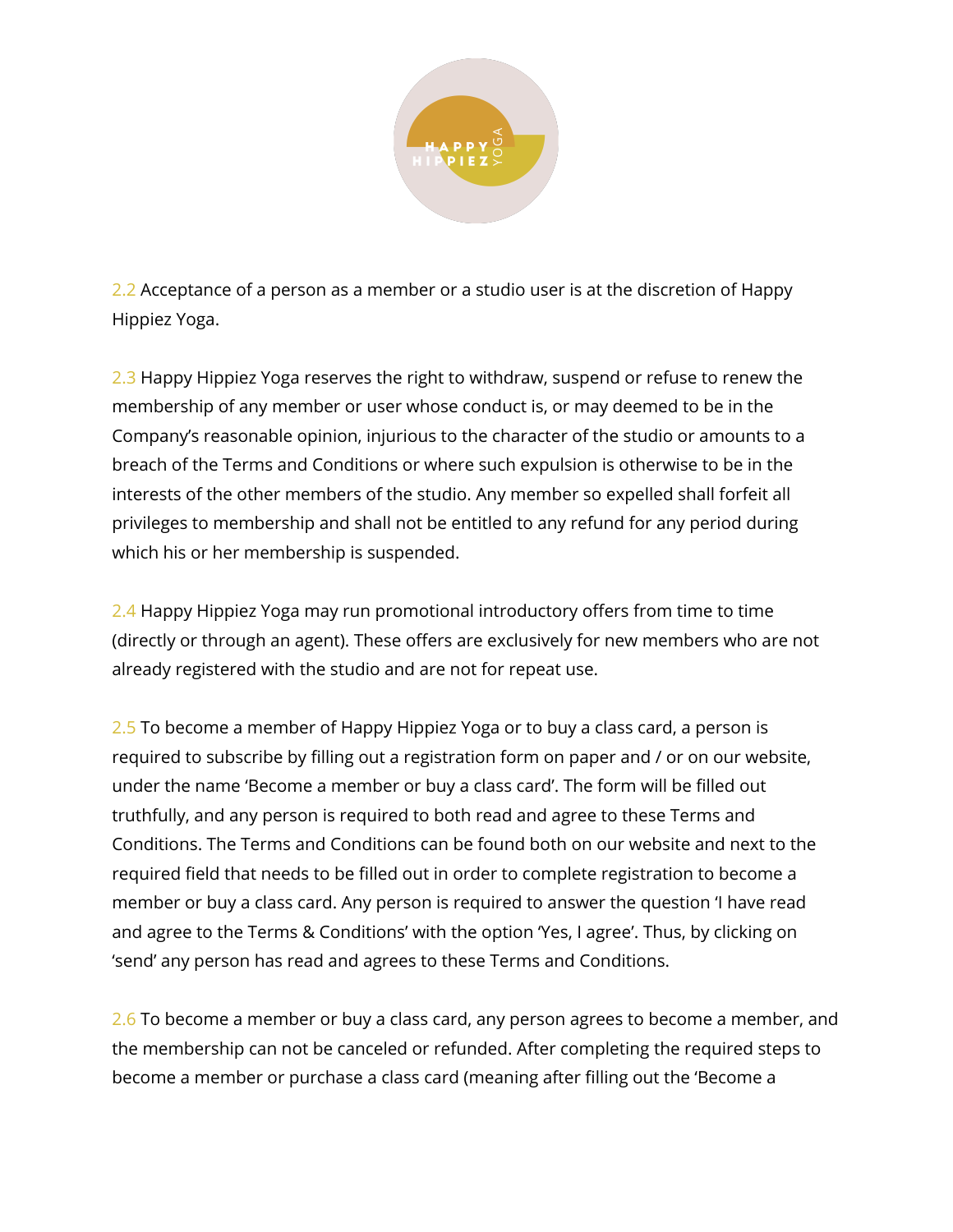2.2 Acceptance of a person as a member or a studio user is at the discretion of Happy Hippiez Yoga.

2.3 Happy Hippiez Yoga reserves the right to withdraw, suspend or refuse to renew the membership of any member or user whose conduct is, or may deemed to be in the Company's reasonable opinion, injurious to the character of the studio or amounts to a breach of the Terms and Conditions or where such expulsion is otherwise to be in the interests of the other members of the studio. Any member so expelled shall forfeit all privileges to membership and shall not be entitled to any refund for any period during which his or her membership is suspended.

2.4 Happy Hippiez Yoga may run promotional introductory offers from time to time (directly or through an agent). These offers are exclusively for new members who are not already registered with the studio and are not for repeat use.

2.5 To become a member of Happy Hippiez Yoga or to buy a class card, a person is required to subscribe by filling out a registration form on paper and / or on our website, under the name 'Become a member or buy a class card'. The form will be filled out truthfully, and any person is required to both read and agree to these Terms and Conditions. The Terms and Conditions can be found both on our website and next to the required field that needs to be filled out in order to complete registration to become a member or buy a class card. Any person is required to answer the question 'I have read and agree to the Terms & Conditions' with the option 'Yes, I agree'. Thus, by clicking on 'send' any person has read and agrees to these Terms and Conditions.

2.6 To become a member or buy a class card, any person agrees to become a member, and the membership can not be canceled or refunded. After completing the required steps to become a member or purchase a class card (meaning after filling out the 'Become a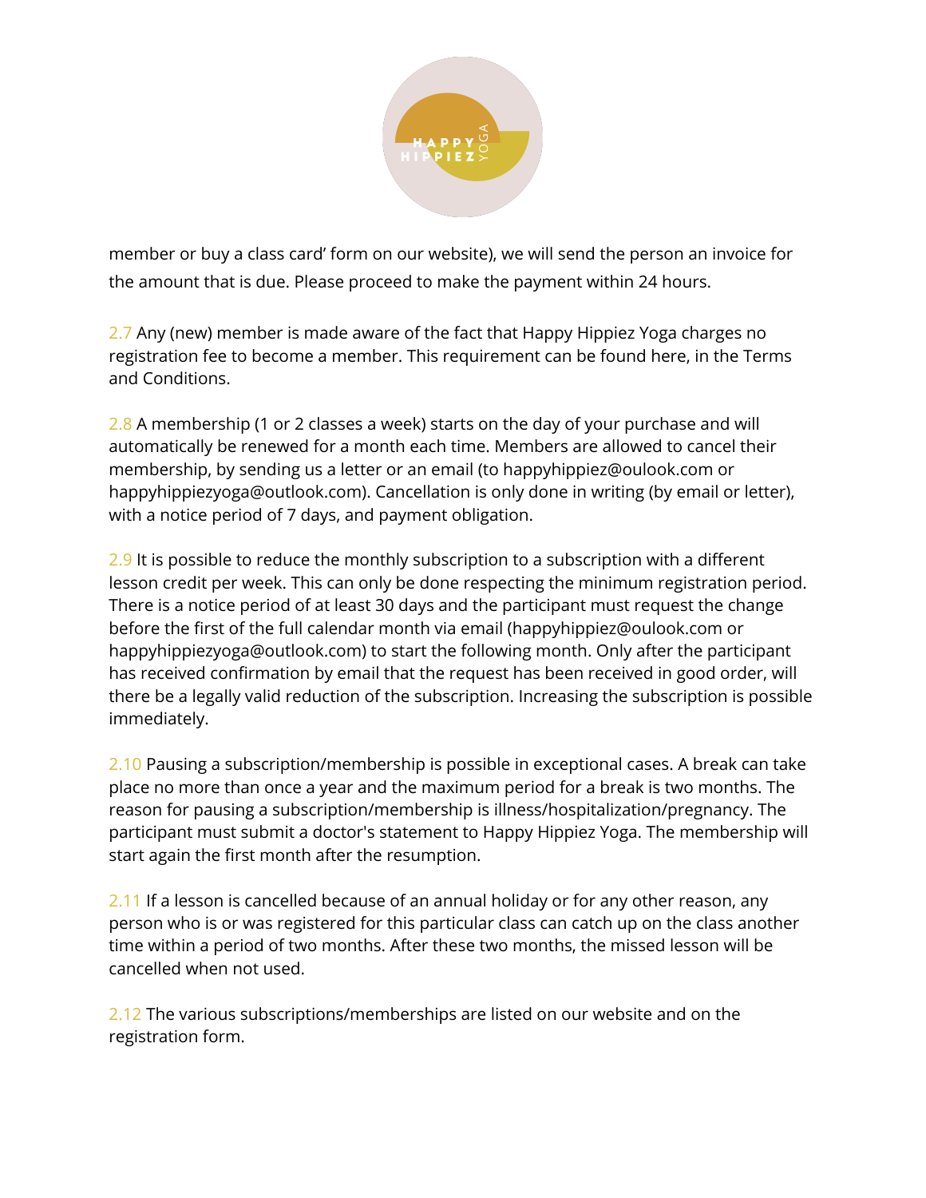member or buy a class card' form on our website), we will send the person an invoice for the amount that is due. Please proceed to make the payment within 24 hours.

2.7 Any (new) member is made aware of the fact that Happy Hippiez Yoga charges no registration fee to become a member. This requirement can be found here, in the Terms and Conditions.

2.8 A membership (1 or 2 classes a week) starts on the day of your purchase and will automatically be renewed for a month each time. Members are allowed to cancel their membership, by sending us a letter or an email (to happyhippiez@oulook.com or happyhippiezyoga@outlook.com). Cancellation is only done in writing (by email or letter), with a notice period of 7 days, and payment obligation.

2.9 It is possible to reduce the monthly subscription to a subscription with a different lesson credit per week. This can only be done respecting the minimum registration period. There is a notice period of at least 30 days and the participant must request the change before the first of the full calendar month via email (happyhippiez@oulook.com or happyhippiezyoga@outlook.com) to start the following month. Only after the participant has received confirmation by email that the request has been received in good order, will there be a legally valid reduction of the subscription. Increasing the subscription is possible immediately.

2.10 Pausing a subscription/membership is possible in exceptional cases. A break can take place no more than once a year and the maximum period for a break is two months. The reason for pausing a subscription/membership is illness/hospitalization/pregnancy. The participant must submit a doctor's statement to Happy Hippiez Yoga. The membership will start again the first month after the resumption.

2.11 If a lesson is cancelled because of an annual holiday or for any other reason, any person who is or was registered for this particular class can catch up on the class another time within a period of two months. After these two months, the missed lesson will be cancelled when not used.

2.12 The various subscriptions/memberships are listed on our website and on the registration form.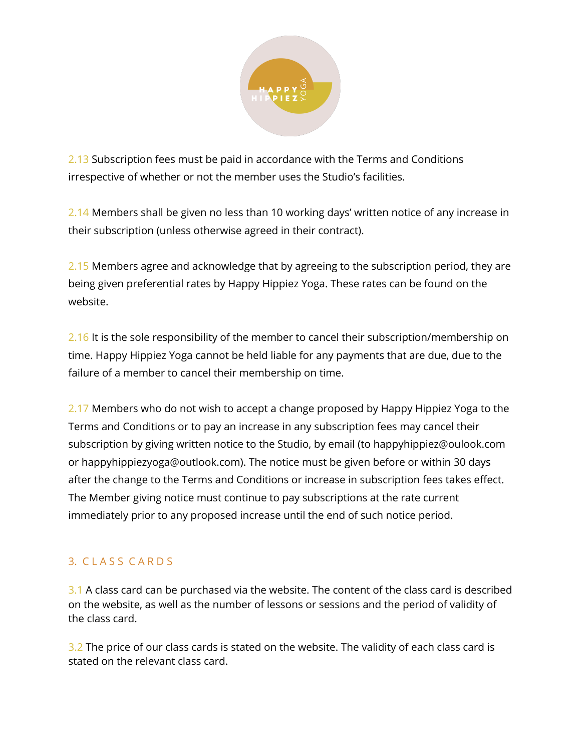2.13 Subscription fees must be paid in accordance with the Terms and Conditions irrespective of whether or not the member uses the Studio's facilities.

2.14 Members shall be given no less than 10 working days' written notice of any increase in their subscription (unless otherwise agreed in their contract).

2.15 Members agree and acknowledge that by agreeing to the subscription period, they are being given preferential rates by Happy Hippiez Yoga. These rates can be found on the website.

2.16 It is the sole responsibility of the member to cancel their subscription/membership on time. Happy Hippiez Yoga cannot be held liable for any payments that are due, due to the failure of a member to cancel their membership on time.

2.17 Members who do not wish to accept a change proposed by Happy Hippiez Yoga to the Terms and Conditions or to pay an increase in any subscription fees may cancel their subscription by giving written notice to the Studio, by email (to happyhippiez@oulook.com or happyhippiezyoga@outlook.com). The notice must be given before or within 30 days after the change to the Terms and Conditions or increase in subscription fees takes effect. The Member giving notice must continue to pay subscriptions at the rate current immediately prior to any proposed increase until the end of such notice period.

## 3. CLASS CARDS

3.1 A class card can be purchased via the website. The content of the class card is described on the website, as well as the number of lessons or sessions and the period of validity of the class card.

3.2 The price of our class cards is stated on the website. The validity of each class card is stated on the relevant class card.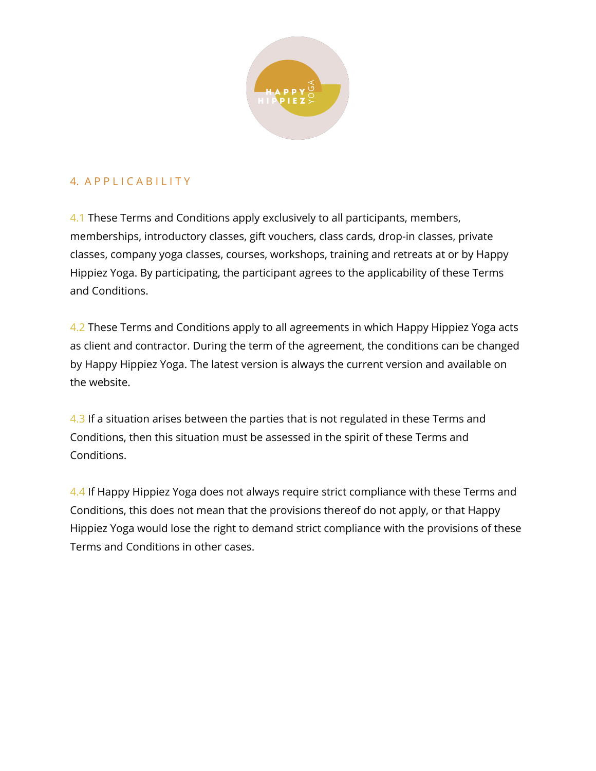## 4. APPLICABILITY

4.1 These Terms and Conditions apply exclusively to all participants, members, memberships, introductory classes, gift vouchers, class cards, drop-in classes, private classes, company yoga classes, courses, workshops, training and retreats at or by Happy Hippiez Yoga. By participating, the participant agrees to the applicability of these Terms and Conditions.

4.2 These Terms and Conditions apply to all agreements in which Happy Hippiez Yoga acts as client and contractor. During the term of the agreement, the conditions can be changed by Happy Hippiez Yoga. The latest version is always the current version and available on the website.

4.3 If a situation arises between the parties that is not regulated in these Terms and Conditions, then this situation must be assessed in the spirit of these Terms and Conditions.

4.4 If Happy Hippiez Yoga does not always require strict compliance with these Terms and Conditions, this does not mean that the provisions thereof do not apply, or that Happy Hippiez Yoga would lose the right to demand strict compliance with the provisions of these Terms and Conditions in other cases.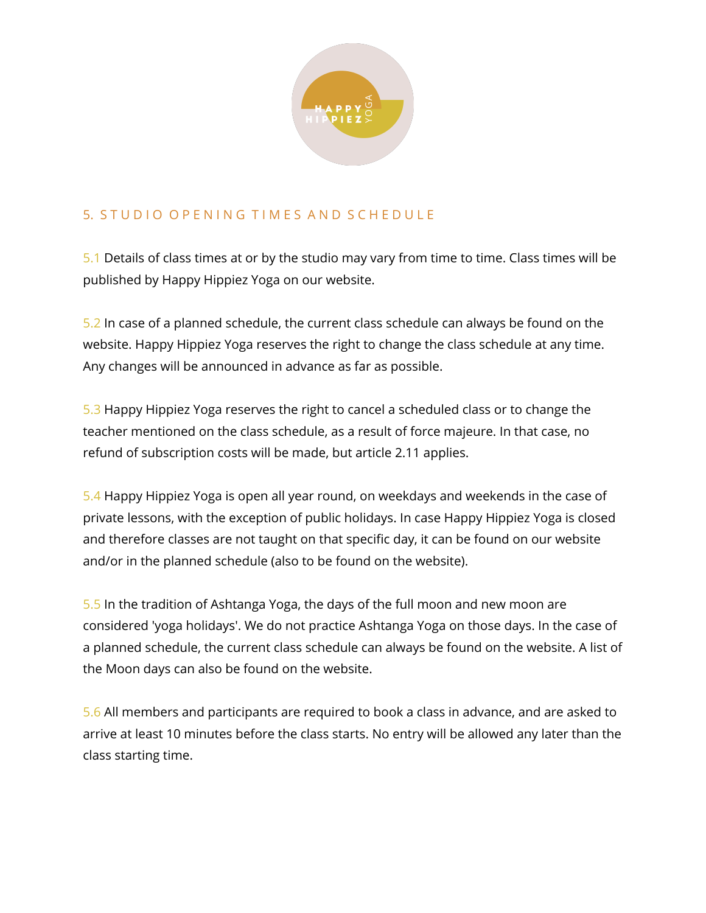## 5. STUDIO OPENING TIMES AND SCHEDULE

5.1 Details of class times at or by the studio may vary from time to time. Class times will be published by Happy Hippiez Yoga on our website.

5.2 In case of a planned schedule, the current class schedule can always be found on the website. Happy Hippiez Yoga reserves the right to change the class schedule at any time. Any changes will be announced in advance as far as possible.

5.3 Happy Hippiez Yoga reserves the right to cancel a scheduled class or to change the teacher mentioned on the class schedule, as a result of force majeure. In that case, no refund of subscription costs will be made, but article 2.11 applies.

5.4 Happy Hippiez Yoga is open all year round, on weekdays and weekends in the case of private lessons, with the exception of public holidays. In case Happy Hippiez Yoga is closed and therefore classes are not taught on that specific day, it can be found on our website and/or in the planned schedule (also to be found on the website).

5.5 In the tradition of Ashtanga Yoga, the days of the full moon and new moon are considered 'yoga holidays'. We do not practice Ashtanga Yoga on those days. In the case of a planned schedule, the current class schedule can always be found on the website. A list of the Moon days can also be found on the website.

5.6 All members and participants are required to book a class in advance, and are asked to arrive at least 10 minutes before the class starts. No entry will be allowed any later than the class starting time.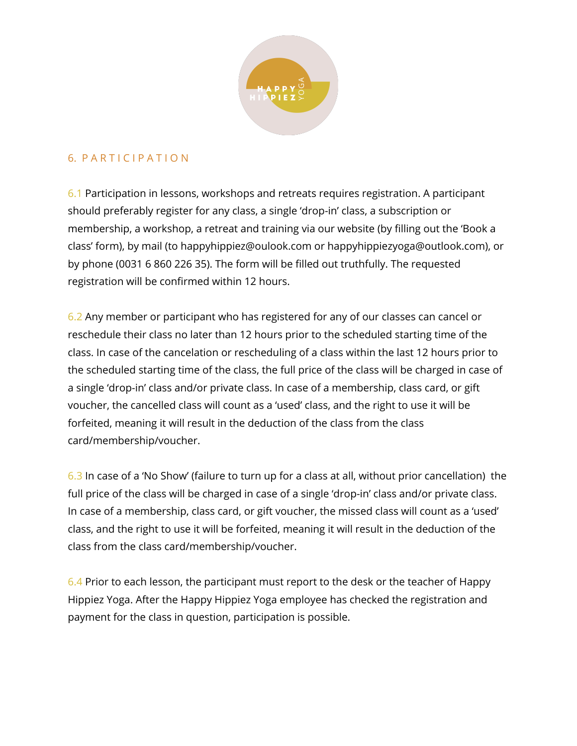## 6. PARTICIPATION

6.1 Participation in lessons, workshops and retreats requires registration. A participant should preferably register for any class, a single 'drop-in' class, a subscription or membership, a workshop, a retreat and training via our website (by filling out the 'Book a class' form), by mail (to happyhippiez@oulook.com or happyhippiezyoga@outlook.com), or by phone (0031 6 860 226 35). The form will be filled out truthfully. The requested registration will be confirmed within 12 hours.

6.2 Any member or participant who has registered for any of our classes can cancel or reschedule their class no later than 12 hours prior to the scheduled starting time of the class. In case of the cancelation or rescheduling of a class within the last 12 hours prior to the scheduled starting time of the class, the full price of the class will be charged in case of a single 'drop-in' class and/or private class. In case of a membership, class card, or gift voucher, the cancelled class will count as a 'used' class, and the right to use it will be forfeited, meaning it will result in the deduction of the class from the class card/membership/voucher.

6.3 In case of a 'No Show' (failure to turn up for a class at all, without prior cancellation) the full price of the class will be charged in case of a single 'drop-in' class and/or private class. In case of a membership, class card, or gift voucher, the missed class will count as a 'used' class, and the right to use it will be forfeited, meaning it will result in the deduction of the class from the class card/membership/voucher.

6.4 Prior to each lesson, the participant must report to the desk or the teacher of Happy Hippiez Yoga. After the Happy Hippiez Yoga employee has checked the registration and payment for the class in question, participation is possible.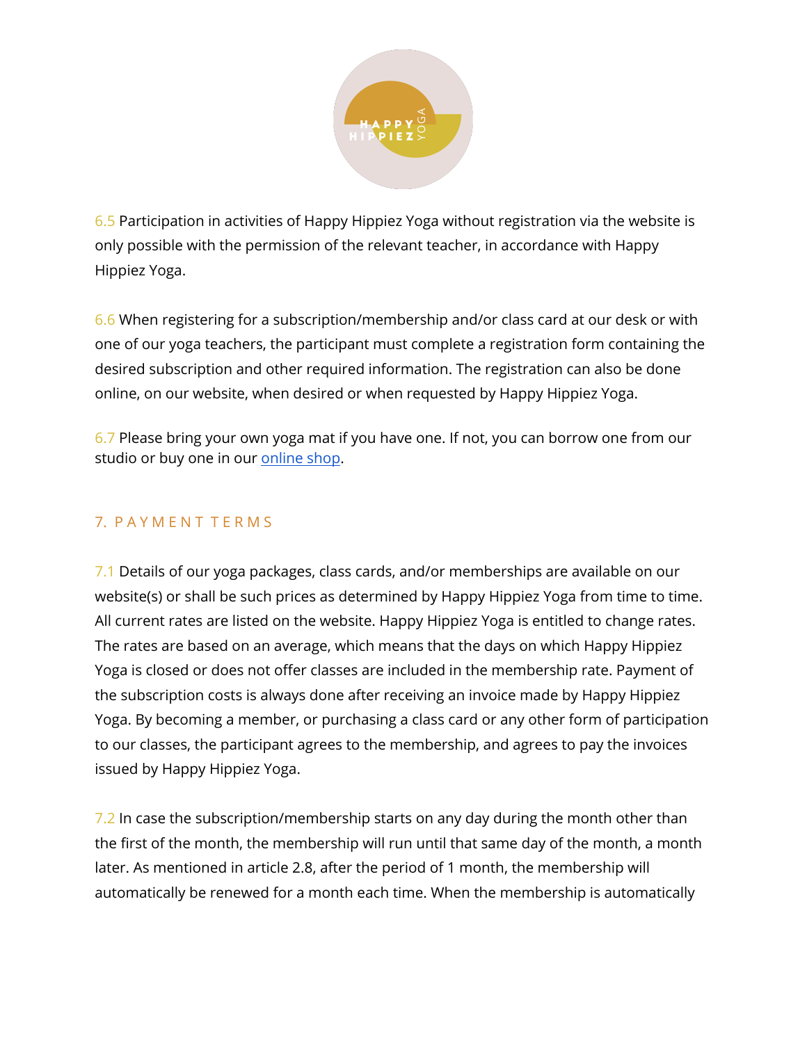6.5 Participation in activities of Happy Hippiez Yoga without registration via the website is only possible with the permission of the relevant teacher, in accordance with Happy Hippiez Yoga.

6.6 When registering for a subscription/membership and/or class card at our desk or with one of our yoga teachers, the participant must complete a registration form containing the desired subscription and other required information. The registration can also be done online, on our website, when desired or when requested by Happy Hippiez Yoga.

6.7 Please bring your own yoga mat if you have one. If not, you can borrow one from our studio or buy one in our online shop.

## 7. PAYMENT TERMS

7.1 Details of our yoga packages, class cards, and/or memberships are available on our website(s) or shall be such prices as determined by Happy Hippiez Yoga from time to time. All current rates are listed on the website. Happy Hippiez Yoga is entitled to change rates. The rates are based on an average, which means that the days on which Happy Hippiez Yoga is closed or does not offer classes are included in the membership rate. Payment of the subscription costs is always done after receiving an invoice made by Happy Hippiez Yoga. By becoming a member, or purchasing a class card or any other form of participation to our classes, the participant agrees to the membership, and agrees to pay the invoices issued by Happy Hippiez Yoga.

7.2 In case the subscription/membership starts on any day during the month other than the first of the month, the membership will run until that same day of the month, a month later. As mentioned in article 2.8, after the period of 1 month, the membership will automatically be renewed for a month each time. When the membership is automatically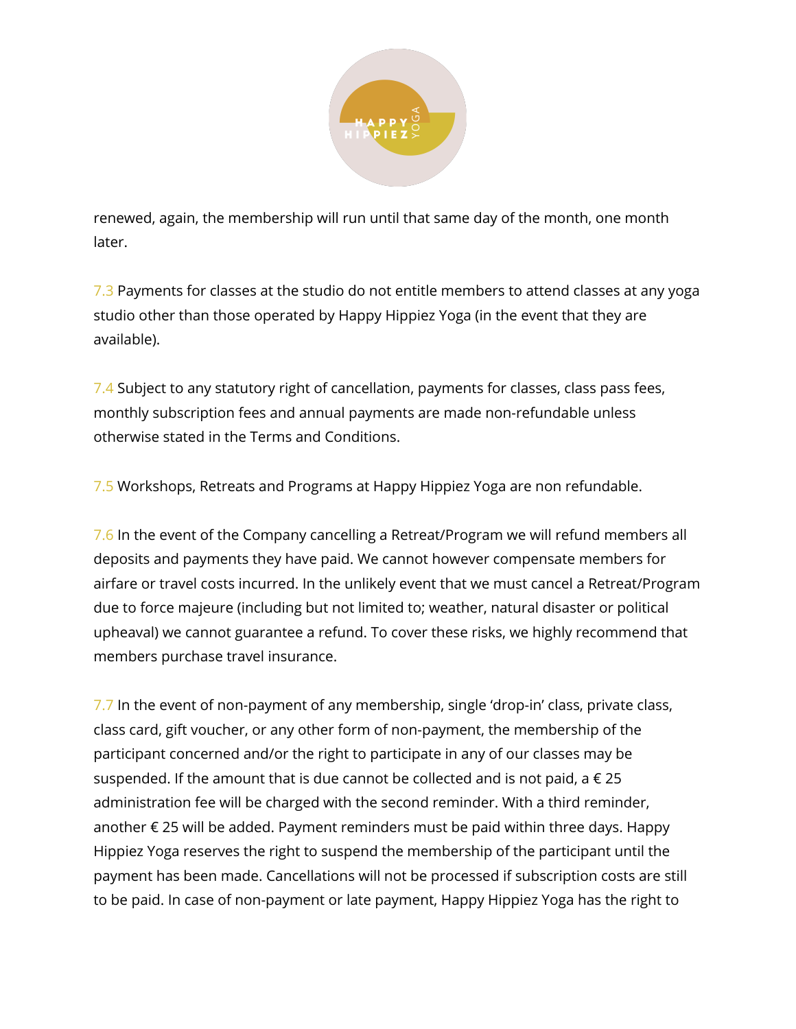renewed, again, the membership will run until that same day of the month, one month later.

7.3 Payments for classes at the studio do not entitle members to attend classes at any yoga studio other than those operated by Happy Hippiez Yoga (in the event that they are available).

7.4 Subject to any statutory right of cancellation, payments for classes, class pass fees, monthly subscription fees and annual payments are made non-refundable unless otherwise stated in the Terms and Conditions.

7.5 Workshops, Retreats and Programs at Happy Hippiez Yoga are non refundable.

7.6 In the event of the Company cancelling a Retreat/Program we will refund members all deposits and payments they have paid. We cannot however compensate members for airfare or travel costs incurred. In the unlikely event that we must cancel a Retreat/Program due to force majeure (including but not limited to; weather, natural disaster or political upheaval) we cannot guarantee a refund. To cover these risks, we highly recommend that members purchase travel insurance.

7.7 In the event of non-payment of any membership, single 'drop-in' class, private class, class card, gift voucher, or any other form of non-payment, the membership of the participant concerned and/or the right to participate in any of our classes may be suspended. If the amount that is due cannot be collected and is not paid, a € 25 administration fee will be charged with the second reminder. With a third reminder, another € 25 will be added. Payment reminders must be paid within three days. Happy Hippiez Yoga reserves the right to suspend the membership of the participant until the payment has been made. Cancellations will not be processed if subscription costs are still to be paid. In case of non-payment or late payment, Happy Hippiez Yoga has the right to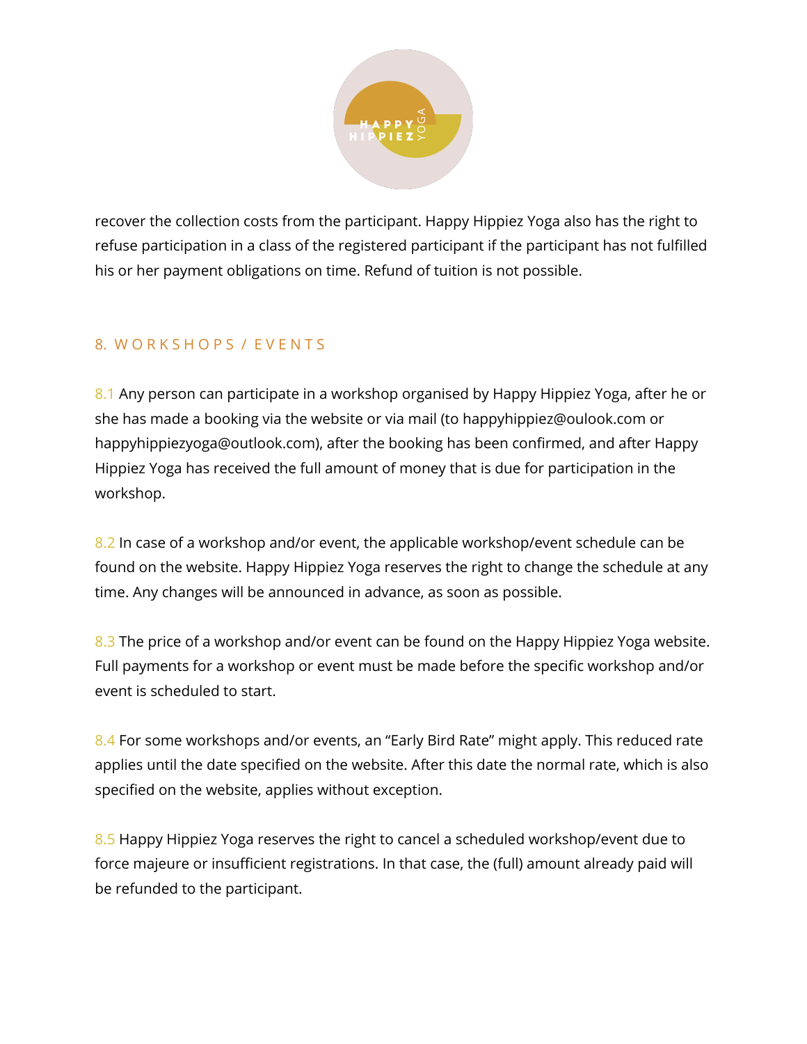recover the collection costs from the participant. Happy Hippiez Yoga also has the right to refuse participation in a class of the registered participant if the participant has not fulfilled his or her payment obligations on time. Refund of tuition is not possible.

## 8. WORKSHOPS / EVENTS

8.1 Any person can participate in a workshop organised by Happy Hippiez Yoga, after he or she has made a booking via the website or via mail (to happyhippiez@oulook.com or happyhippiezyoga@outlook.com), after the booking has been confirmed, and after Happy Hippiez Yoga has received the full amount of money that is due for participation in the workshop.

8.2 In case of a workshop and/or event, the applicable workshop/event schedule can be found on the website. Happy Hippiez Yoga reserves the right to change the schedule at any time. Any changes will be announced in advance, as soon as possible.

8.3 The price of a workshop and/or event can be found on the Happy Hippiez Yoga website. Full payments for a workshop or event must be made before the specific workshop and/or event is scheduled to start.

8.4 For some workshops and/or events, an "Early Bird Rate" might apply. This reduced rate applies until the date specified on the website. After this date the normal rate, which is also specified on the website, applies without exception.

8.5 Happy Hippiez Yoga reserves the right to cancel a scheduled workshop/event due to force majeure or insufficient registrations. In that case, the (full) amount already paid will be refunded to the participant.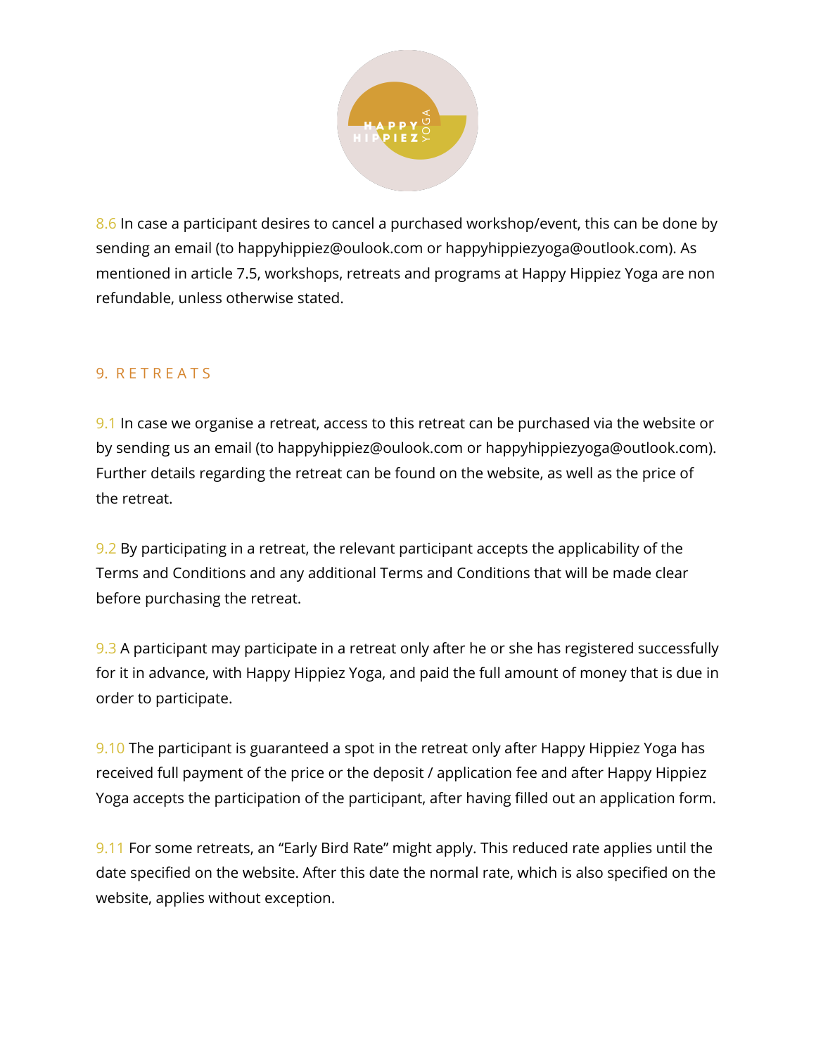8.6 In case a participant desires to cancel a purchased workshop/event, this can be done by sending an email (to happyhippiez@oulook.com or happyhippiezyoga@outlook.com). As mentioned in article 7.5, workshops, retreats and programs at Happy Hippiez Yoga are non refundable, unless otherwise stated.

## 9. RETREATS

9.1 In case we organise a retreat, access to this retreat can be purchased via the website or by sending us an email (to happyhippiez@oulook.com or happyhippiezyoga@outlook.com). Further details regarding the retreat can be found on the website, as well as the price of the retreat.

9.2 By participating in a retreat, the relevant participant accepts the applicability of the Terms and Conditions and any additional Terms and Conditions that will be made clear before purchasing the retreat.

9.3 A participant may participate in a retreat only after he or she has registered successfully for it in advance, with Happy Hippiez Yoga, and paid the full amount of money that is due in order to participate.

9.10 The participant is guaranteed a spot in the retreat only after Happy Hippiez Yoga has received full payment of the price or the deposit / application fee and after Happy Hippiez Yoga accepts the participation of the participant, after having filled out an application form.

9.11 For some retreats, an "Early Bird Rate" might apply. This reduced rate applies until the date specified on the website. After this date the normal rate, which is also specified on the website, applies without exception.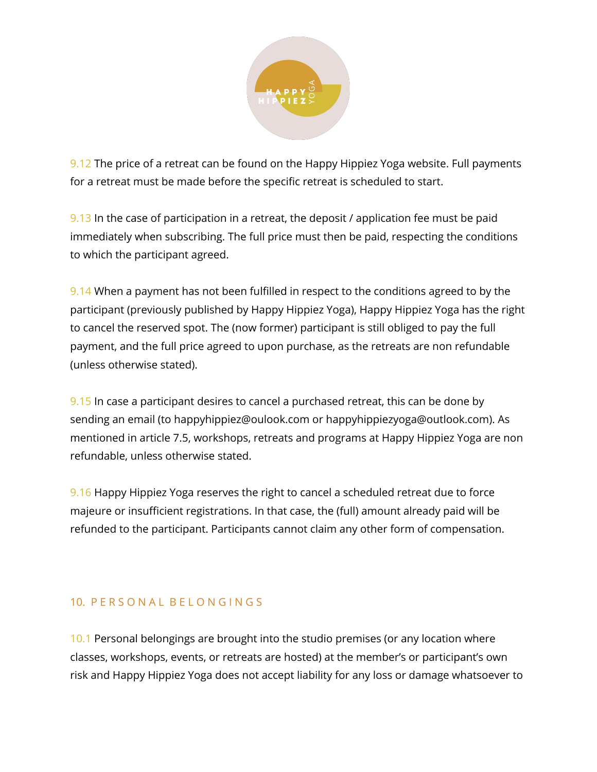9.12 The price of a retreat can be found on the Happy Hippiez Yoga website. Full payments for a retreat must be made before the specific retreat is scheduled to start.

9.13 In the case of participation in a retreat, the deposit / application fee must be paid immediately when subscribing. The full price must then be paid, respecting the conditions to which the participant agreed.

9.14 When a payment has not been fulfilled in respect to the conditions agreed to by the participant (previously published by Happy Hippiez Yoga), Happy Hippiez Yoga has the right to cancel the reserved spot. The (now former) participant is still obliged to pay the full payment, and the full price agreed to upon purchase, as the retreats are non refundable (unless otherwise stated).

9.15 In case a participant desires to cancel a purchased retreat, this can be done by sending an email (to happyhippiez@oulook.com or happyhippiezyoga@outlook.com). As mentioned in article 7.5, workshops, retreats and programs at Happy Hippiez Yoga are non refundable, unless otherwise stated.

9.16 Happy Hippiez Yoga reserves the right to cancel a scheduled retreat due to force majeure or insufficient registrations. In that case, the (full) amount already paid will be refunded to the participant. Participants cannot claim any other form of compensation.

## 10. PERSONAL BELONGINGS

10.1 Personal belongings are brought into the studio premises (or any location where classes, workshops, events, or retreats are hosted) at the member's or participant's own risk and Happy Hippiez Yoga does not accept liability for any loss or damage whatsoever to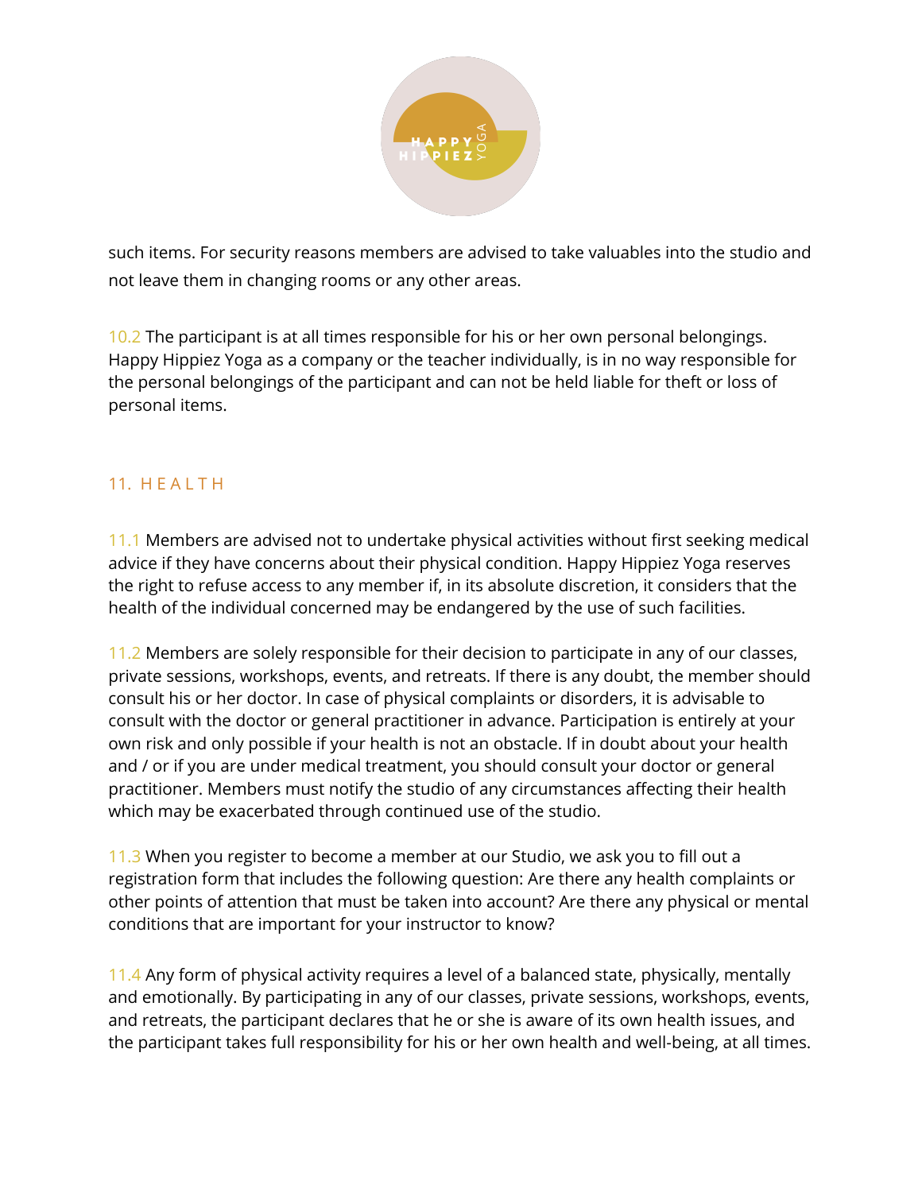such items. For security reasons members are advised to take valuables into the studio and not leave them in changing rooms or any other areas.

10.2 The participant is at all times responsible for his or her own personal belongings. Happy Hippiez Yoga as a company or the teacher individually, is in no way responsible for the personal belongings of the participant and can not be held liable for theft or loss of personal items.

## 11. HEALTH

11.1 Members are advised not to undertake physical activities without first seeking medical advice if they have concerns about their physical condition. Happy Hippiez Yoga reserves the right to refuse access to any member if, in its absolute discretion, it considers that the health of the individual concerned may be endangered by the use of such facilities.

11.2 Members are solely responsible for their decision to participate in any of our classes, private sessions, workshops, events, and retreats. If there is any doubt, the member should consult his or her doctor. In case of physical complaints or disorders, it is advisable to consult with the doctor or general practitioner in advance. Participation is entirely at your own risk and only possible if your health is not an obstacle. If in doubt about your health and / or if you are under medical treatment, you should consult your doctor or general practitioner. Members must notify the studio of any circumstances affecting their health which may be exacerbated through continued use of the studio.

11.3 When you register to become a member at our Studio, we ask you to fill out a registration form that includes the following question: Are there any health complaints or other points of attention that must be taken into account? Are there any physical or mental conditions that are important for your instructor to know?

11.4 Any form of physical activity requires a level of a balanced state, physically, mentally and emotionally. By participating in any of our classes, private sessions, workshops, events, and retreats, the participant declares that he or she is aware of its own health issues, and the participant takes full responsibility for his or her own health and well-being, at all times.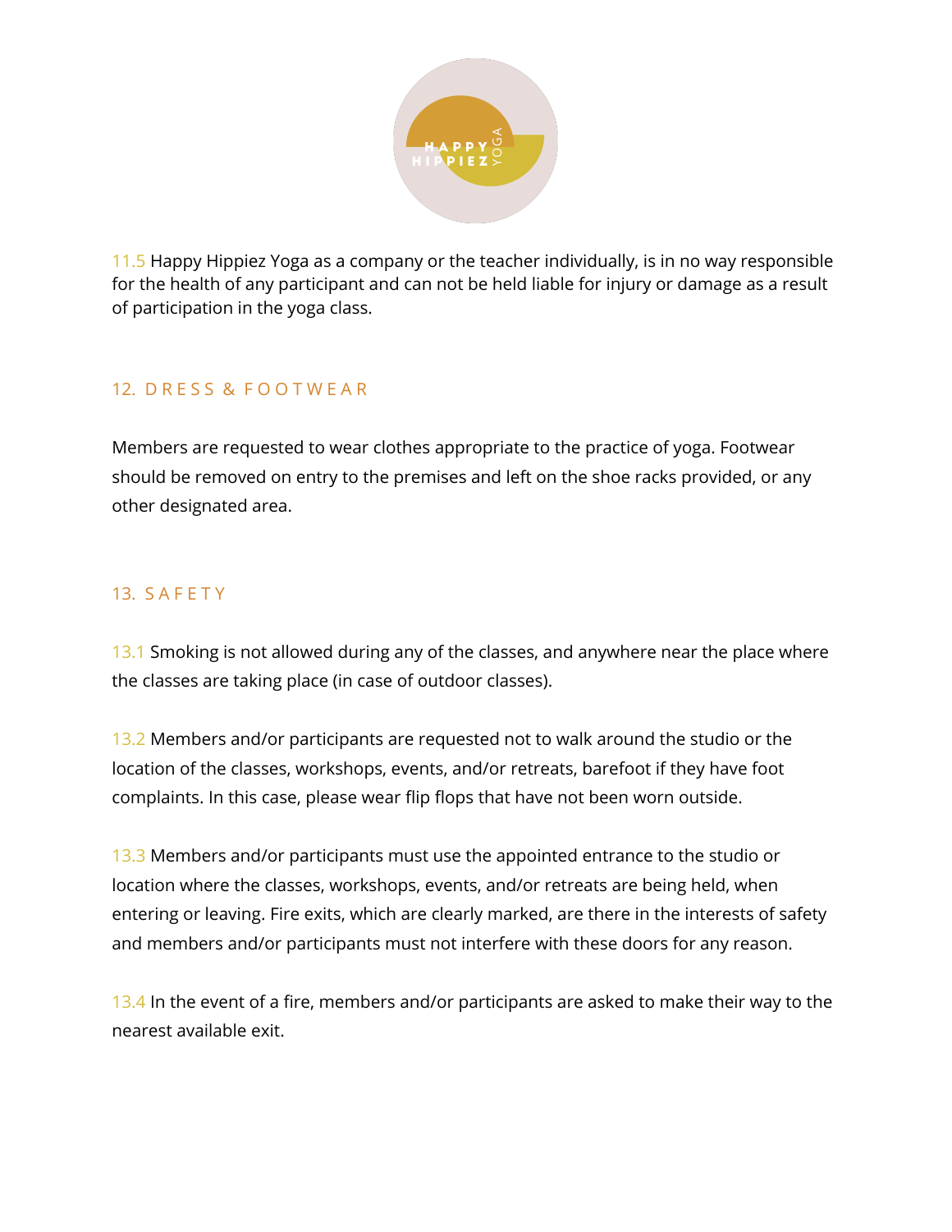11.5 Happy Hippiez Yoga as a company or the teacher individually, is in no way responsible for the health of any participant and can not be held liable for injury or damage as a result of participation in the yoga class.

## 12. DRESS & FOOTWEAR

Members are requested to wear clothes appropriate to the practice of yoga. Footwear should be removed on entry to the premises and left on the shoe racks provided, or any other designated area.

## 13. SAFETY

13.1 Smoking is not allowed during any of the classes, and anywhere near the place where the classes are taking place (in case of outdoor classes).

13.2 Members and/or participants are requested not to walk around the studio or the location of the classes, workshops, events, and/or retreats, barefoot if they have foot complaints. In this case, please wear flip flops that have not been worn outside.

13.3 Members and/or participants must use the appointed entrance to the studio or location where the classes, workshops, events, and/or retreats are being held, when entering or leaving. Fire exits, which are clearly marked, are there in the interests of safety and members and/or participants must not interfere with these doors for any reason.

13.4 In the event of a fire, members and/or participants are asked to make their way to the nearest available exit.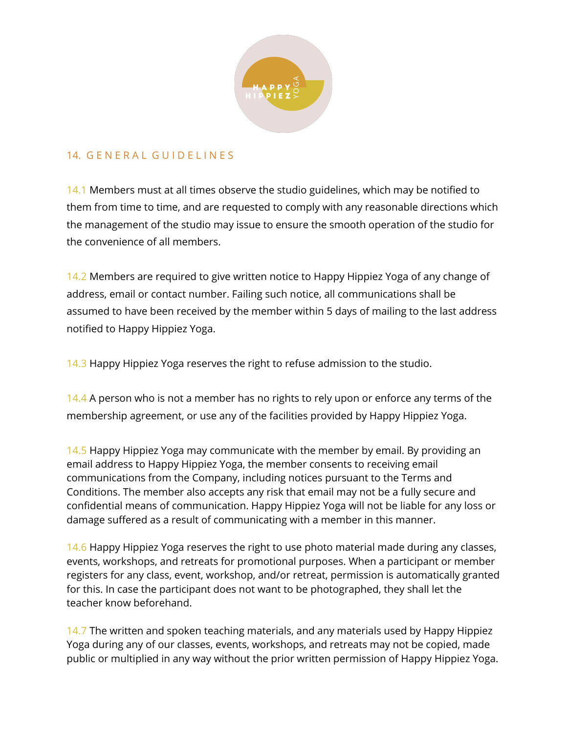## 14. GENERAL GUIDELINES

14.1 Members must at all times observe the studio guidelines, which may be notified to them from time to time, and are requested to comply with any reasonable directions which the management of the studio may issue to ensure the smooth operation of the studio for the convenience of all members.

14.2 Members are required to give written notice to Happy Hippiez Yoga of any change of address, email or contact number. Failing such notice, all communications shall be assumed to have been received by the member within 5 days of mailing to the last address notified to Happy Hippiez Yoga.

14.3 Happy Hippiez Yoga reserves the right to refuse admission to the studio.

14.4 A person who is not a member has no rights to rely upon or enforce any terms of the membership agreement, or use any of the facilities provided by Happy Hippiez Yoga.

14.5 Happy Hippiez Yoga may communicate with the member by email. By providing an email address to Happy Hippiez Yoga, the member consents to receiving email communications from the Company, including notices pursuant to the Terms and Conditions. The member also accepts any risk that email may not be a fully secure and confidential means of communication. Happy Hippiez Yoga will not be liable for any loss or damage suffered as a result of communicating with a member in this manner.

14.6 Happy Hippiez Yoga reserves the right to use photo material made during any classes, events, workshops, and retreats for promotional purposes. When a participant or member registers for any class, event, workshop, and/or retreat, permission is automatically granted for this. In case the participant does not want to be photographed, they shall let the teacher know beforehand.

14.7 The written and spoken teaching materials, and any materials used by Happy Hippiez Yoga during any of our classes, events, workshops, and retreats may not be copied, made public or multiplied in any way without the prior written permission of Happy Hippiez Yoga.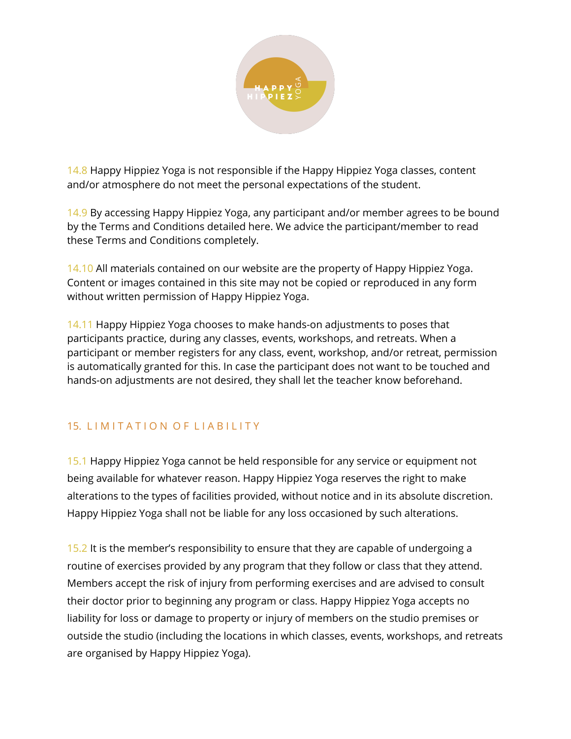14.8 Happy Hippiez Yoga is not responsible if the Happy Hippiez Yoga classes, content and/or atmosphere do not meet the personal expectations of the student.

14.9 By accessing Happy Hippiez Yoga, any participant and/or member agrees to be bound by the Terms and Conditions detailed here. We advice the participant/member to read these Terms and Conditions completely.

14.10 All materials contained on our website are the property of Happy Hippiez Yoga. Content or images contained in this site may not be copied or reproduced in any form without written permission of Happy Hippiez Yoga.

14.11 Happy Hippiez Yoga chooses to make hands-on adjustments to poses that participants practice, during any classes, events, workshops, and retreats. When a participant or member registers for any class, event, workshop, and/or retreat, permission is automatically granted for this. In case the participant does not want to be touched and hands-on adjustments are not desired, they shall let the teacher know beforehand.

## 15. LIMITATION OF LIABILITY

15.1 Happy Hippiez Yoga cannot be held responsible for any service or equipment not being available for whatever reason. Happy Hippiez Yoga reserves the right to make alterations to the types of facilities provided, without notice and in its absolute discretion. Happy Hippiez Yoga shall not be liable for any loss occasioned by such alterations.

15.2 It is the member's responsibility to ensure that they are capable of undergoing a routine of exercises provided by any program that they follow or class that they attend. Members accept the risk of injury from performing exercises and are advised to consult their doctor prior to beginning any program or class. Happy Hippiez Yoga accepts no liability for loss or damage to property or injury of members on the studio premises or outside the studio (including the locations in which classes, events, workshops, and retreats are organised by Happy Hippiez Yoga).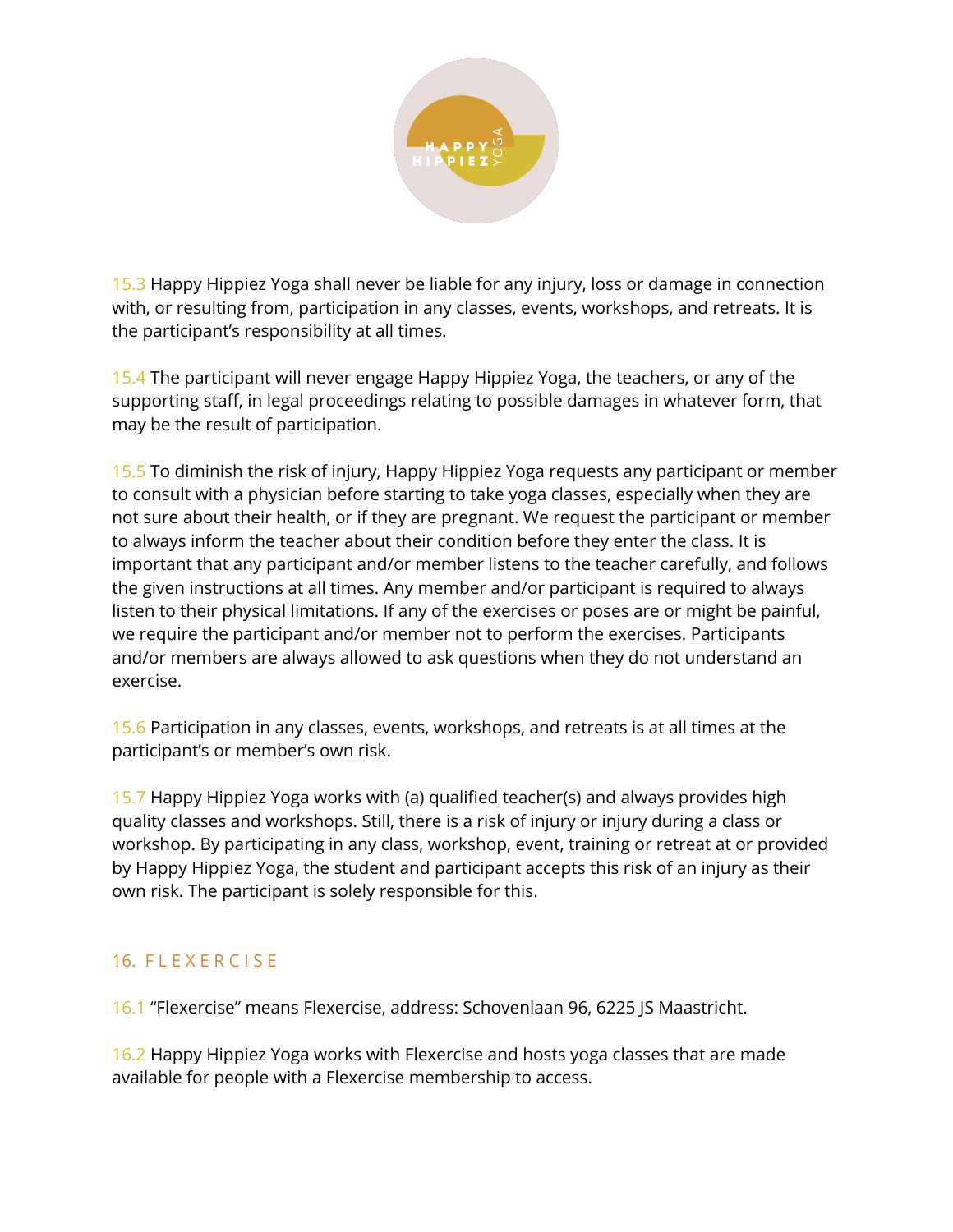15.3 Happy Hippiez Yoga shall never be liable for any injury, loss or damage in connection with, or resulting from, participation in any classes, events, workshops, and retreats. It is the participant's responsibility at all times.

15.4 The participant will never engage Happy Hippiez Yoga, the teachers, or any of the supporting staff, in legal proceedings relating to possible damages in whatever form, that may be the result of participation.

15.5 To diminish the risk of injury, Happy Hippiez Yoga requests any participant or member to consult with a physician before starting to take yoga classes, especially when they are not sure about their health, or if they are pregnant. We request the participant or member to always inform the teacher about their condition before they enter the class. It is important that any participant and/or member listens to the teacher carefully, and follows the given instructions at all times. Any member and/or participant is required to always listen to their physical limitations. If any of the exercises or poses are or might be painful, we require the participant and/or member not to perform the exercises. Participants and/or members are always allowed to ask questions when they do not understand an exercise.

15.6 Participation in any classes, events, workshops, and retreats is at all times at the participant's or member's own risk.

15.7 Happy Hippiez Yoga works with (a) qualified teacher(s) and always provides high quality classes and workshops. Still, there is a risk of injury or injury during a class or workshop. By participating in any class, workshop, event, training or retreat at or provided by Happy Hippiez Yoga, the student and participant accepts this risk of an injury as their own risk. The participant is solely responsible for this.

## 16. FLEXERCISE

16.1 "Flexercise" means Flexercise, address: Schovenlaan 96, 6225 JS Maastricht.

16.2 Happy Hippiez Yoga works with Flexercise and hosts yoga classes that are made available for people with a Flexercise membership to access.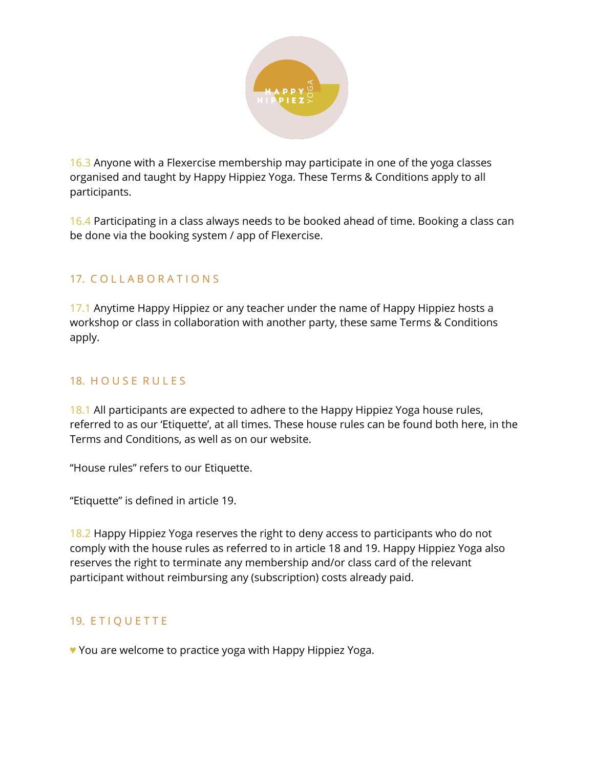16.3 Anyone with a Flexercise membership may participate in one of the yoga classes organised and taught by Happy Hippiez Yoga. These Terms & Conditions apply to all participants.

16.4 Participating in a class always needs to be booked ahead of time. Booking a class can be done via the booking system / app of Flexercise.

## 17. COLLABORATIONS

17.1 Anytime Happy Hippiez or any teacher under the name of Happy Hippiez hosts a workshop or class in collaboration with another party, these same Terms & Conditions apply.

## 18. HOUSE RULES

18.1 All participants are expected to adhere to the Happy Hippiez Yoga house rules, referred to as our 'Etiquette', at all times. These house rules can be found both here, in the Terms and Conditions, as well as on our website.

"House rules" refers to our Etiquette.

"Etiquette" is defined in article 19.

18.2 Happy Hippiez Yoga reserves the right to deny access to participants who do not comply with the house rules as referred to in article 18 and 19. Happy Hippiez Yoga also reserves the right to terminate any membership and/or class card of the relevant participant without reimbursing any (subscription) costs already paid.

## 19. ETIQUETTE

♥ You are welcome to practice yoga with Happy Hippiez Yoga.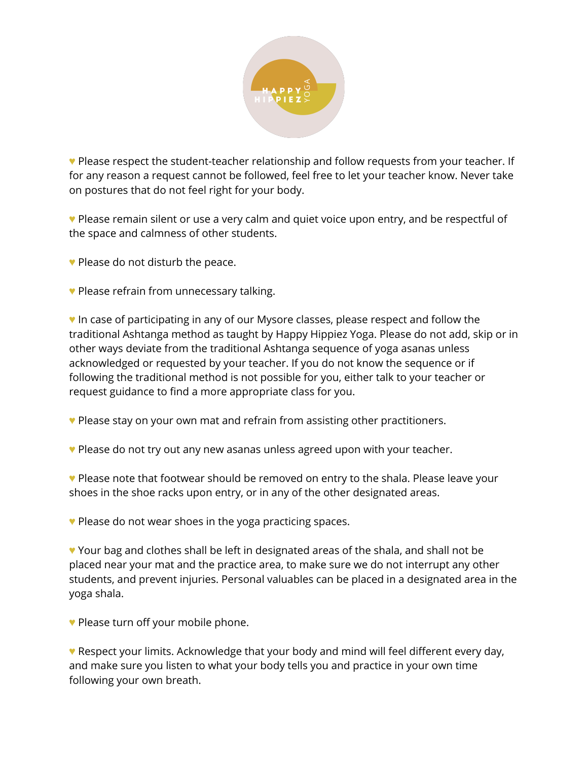♥ Please respect the student-teacher relationship and follow requests from your teacher. If for any reason a request cannot be followed, feel free to let your teacher know. Never take on postures that do not feel right for your body.

♥ Please remain silent or use a very calm and quiet voice upon entry, and be respectful of the space and calmness of other students.

♥ Please do not disturb the peace.

♥ Please refrain from unnecessary talking.

♥ In case of participating in any of our Mysore classes, please respect and follow the traditional Ashtanga method as taught by Happy Hippiez Yoga. Please do not add, skip or in other ways deviate from the traditional Ashtanga sequence of yoga asanas unless acknowledged or requested by your teacher. If you do not know the sequence or if following the traditional method is not possible for you, either talk to your teacher or request guidance to find a more appropriate class for you.

♥ Please stay on your own mat and refrain from assisting other practitioners.

♥ Please do not try out any new asanas unless agreed upon with your teacher.

♥ Please note that footwear should be removed on entry to the shala. Please leave your shoes in the shoe racks upon entry, or in any of the other designated areas.

♥ Please do not wear shoes in the yoga practicing spaces.

♥ Your bag and clothes shall be left in designated areas of the shala, and shall not be placed near your mat and the practice area, to make sure we do not interrupt any other students, and prevent injuries. Personal valuables can be placed in a designated area in the yoga shala.

♥ Please turn off your mobile phone.

♥ Respect your limits. Acknowledge that your body and mind will feel different every day, and make sure you listen to what your body tells you and practice in your own time following your own breath.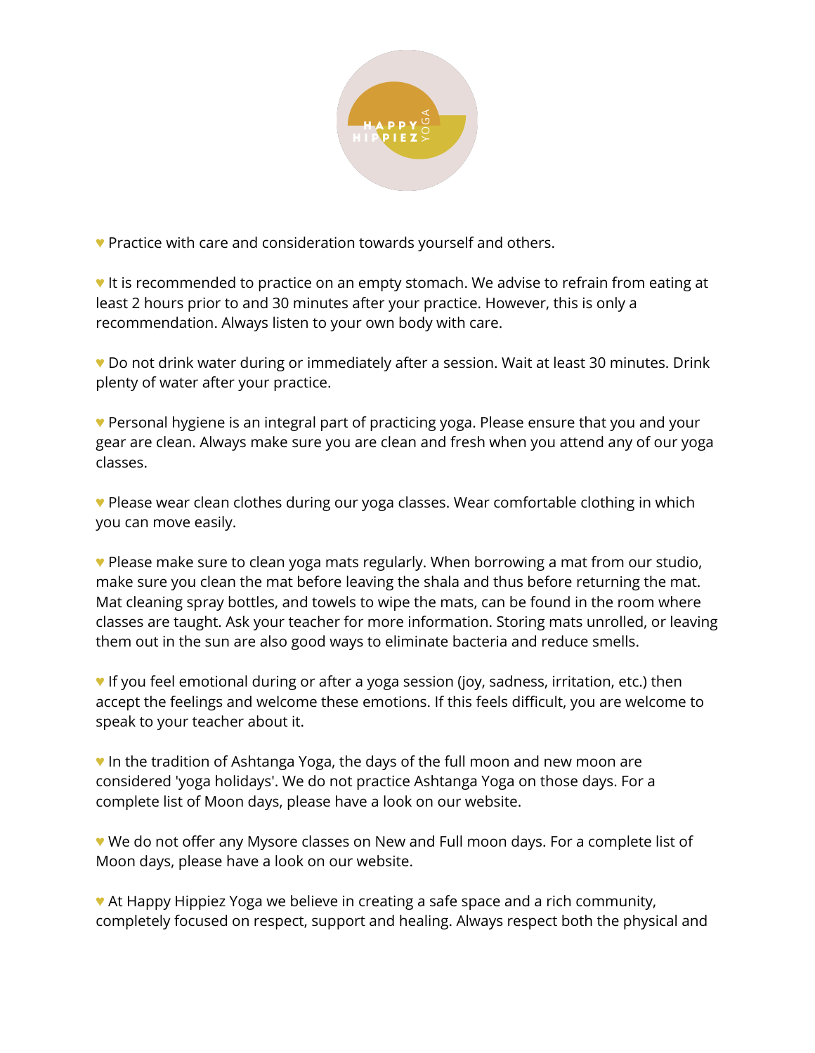♥ Practice with care and consideration towards yourself and others.

♥ It is recommended to practice on an empty stomach. We advise to refrain from eating at least 2 hours prior to and 30 minutes after your practice. However, this is only a recommendation. Always listen to your own body with care.

♥ Do not drink water during or immediately after a session. Wait at least 30 minutes. Drink plenty of water after your practice.

♥ Personal hygiene is an integral part of practicing yoga. Please ensure that you and your gear are clean. Always make sure you are clean and fresh when you attend any of our yoga classes.

♥ Please wear clean clothes during our yoga classes. Wear comfortable clothing in which you can move easily.

♥ Please make sure to clean yoga mats regularly. When borrowing a mat from our studio, make sure you clean the mat before leaving the shala and thus before returning the mat. Mat cleaning spray bottles, and towels to wipe the mats, can be found in the room where classes are taught. Ask your teacher for more information. Storing mats unrolled, or leaving them out in the sun are also good ways to eliminate bacteria and reduce smells.

♥ If you feel emotional during or after a yoga session (joy, sadness, irritation, etc.) then accept the feelings and welcome these emotions. If this feels difficult, you are welcome to speak to your teacher about it.

♥ In the tradition of Ashtanga Yoga, the days of the full moon and new moon are considered 'yoga holidays'. We do not practice Ashtanga Yoga on those days. For a complete list of Moon days, please have a look on our website.

♥ We do not offer any Mysore classes on New and Full moon days. For a complete list of Moon days, please have a look on our website.

♥ At Happy Hippiez Yoga we believe in creating a safe space and a rich community, completely focused on respect, support and healing. Always respect both the physical and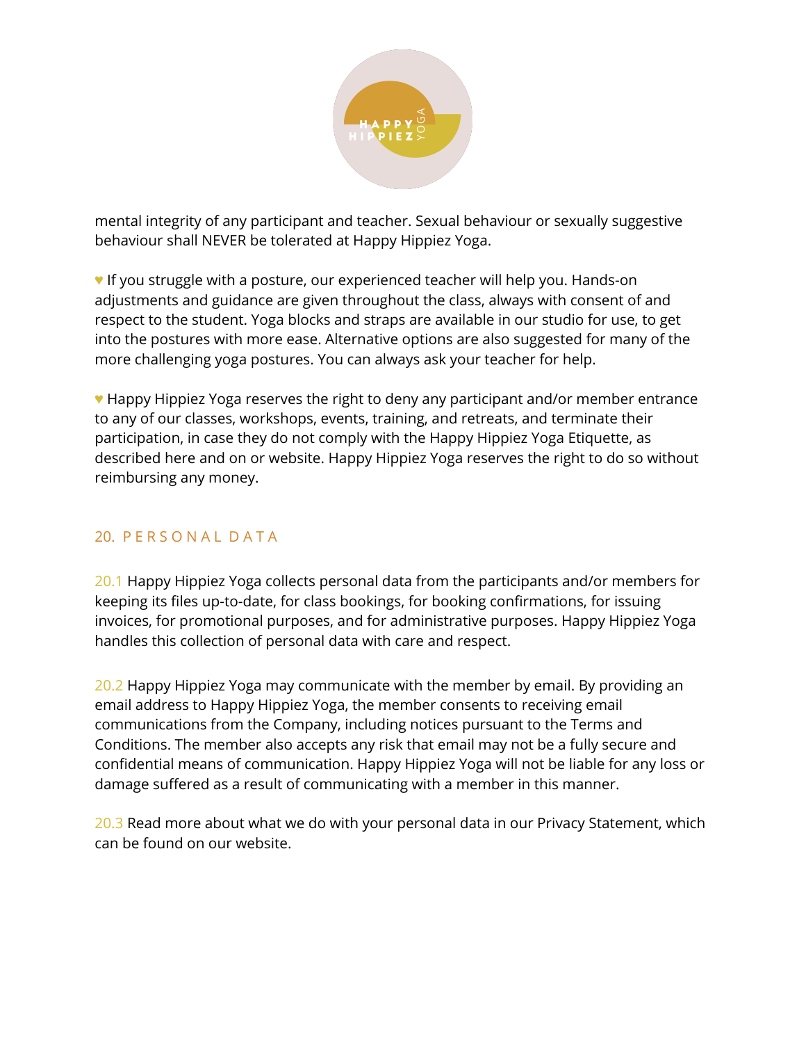mental integrity of any participant and teacher. Sexual behaviour or sexually suggestive behaviour shall NEVER be tolerated at Happy Hippiez Yoga.

♥ If you struggle with a posture, our experienced teacher will help you. Hands-on adjustments and guidance are given throughout the class, always with consent of and respect to the student. Yoga blocks and straps are available in our studio for use, to get into the postures with more ease. Alternative options are also suggested for many of the more challenging yoga postures. You can always ask your teacher for help.

♥ Happy Hippiez Yoga reserves the right to deny any participant and/or member entrance to any of our classes, workshops, events, training, and retreats, and terminate their participation, in case they do not comply with the Happy Hippiez Yoga Etiquette, as described here and on or website. Happy Hippiez Yoga reserves the right to do so without reimbursing any money.

## 20. PERSONAL DATA

20.1 Happy Hippiez Yoga collects personal data from the participants and/or members for keeping its files up-to-date, for class bookings, for booking confirmations, for issuing invoices, for promotional purposes, and for administrative purposes. Happy Hippiez Yoga handles this collection of personal data with care and respect.

20.2 Happy Hippiez Yoga may communicate with the member by email. By providing an email address to Happy Hippiez Yoga, the member consents to receiving email communications from the Company, including notices pursuant to the Terms and Conditions. The member also accepts any risk that email may not be a fully secure and confidential means of communication. Happy Hippiez Yoga will not be liable for any loss or damage suffered as a result of communicating with a member in this manner.

20.3 Read more about what we do with your personal data in our Privacy Statement, which can be found on our website.